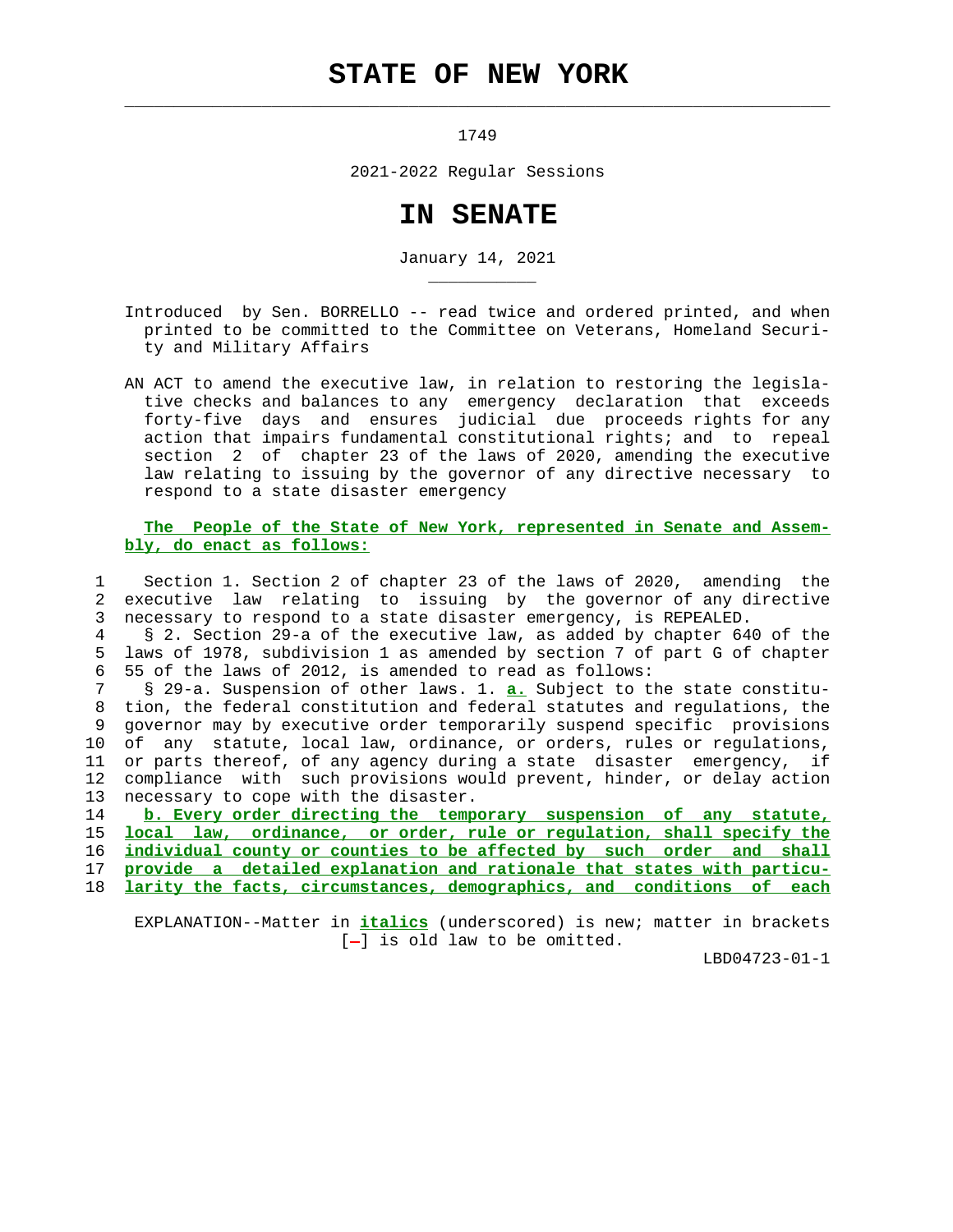# STATE OF NEW YORK

1749

2021-2022 Regular Sessions

# IN SENATE

January 14, 2021

Introduced by Sen. BORRELLO -- read twice and ordered printed, and when printed to be committed to the Committee on Veterans, Homeland Security and Military Affairs

AN ACT to amend the executive law, in relation to restoring the legislative checks and balances to any emergency declaration that exceeds forty-five days and ensures judicial due proceeds rights for any action that impairs fundamental constitutional rights; and to repeal section 2 of chapter 23 of the laws of 2020, amending the executive law relating to issuing by the governor of any directive necessary to respond to a state disaster emergency

**The People of the State of New York, represented in Senate and Assembly, do enact as follows:**

1 Section 1. Section 2 of chapter 23 of the laws of 2020, amending the
2 executive law relating to issuing by the governor of any directive
3 necessary to respond to a state disaster emergency, is REPEALED.
4 § 2. Section 29-a of the executive law, as added by chapter 640 of the
5 laws of 1978, subdivision 1 as amended by section 7 of part G of chapter
6 55 of the laws of 2012, is amended to read as follows:
7 § 29-a. Suspension of other laws. 1. ***a.*** Subject to the state constitu-
8 tion, the federal constitution and federal statutes and regulations, the
9 governor may by executive order temporarily suspend specific provisions
10 of any statute, local law, ordinance, or orders, rules or regulations,
11 or parts thereof, of any agency during a state disaster emergency, if
12 compliance with such provisions would prevent, hinder, or delay action
13 necessary to cope with the disaster.
14 ***b. Every order directing the temporary suspension of any statute,***
15 ***local law, ordinance, or order, rule or regulation, shall specify the***
16 ***individual county or counties to be affected by such order and shall***
17 ***provide a detailed explanation and rationale that states with particu-***
18 ***larity the facts, circumstances, demographics, and conditions of each***

EXPLANATION--Matter in ***italics*** (underscored) is new; matter in brackets [-] is old law to be omitted.

LBD04723-01-1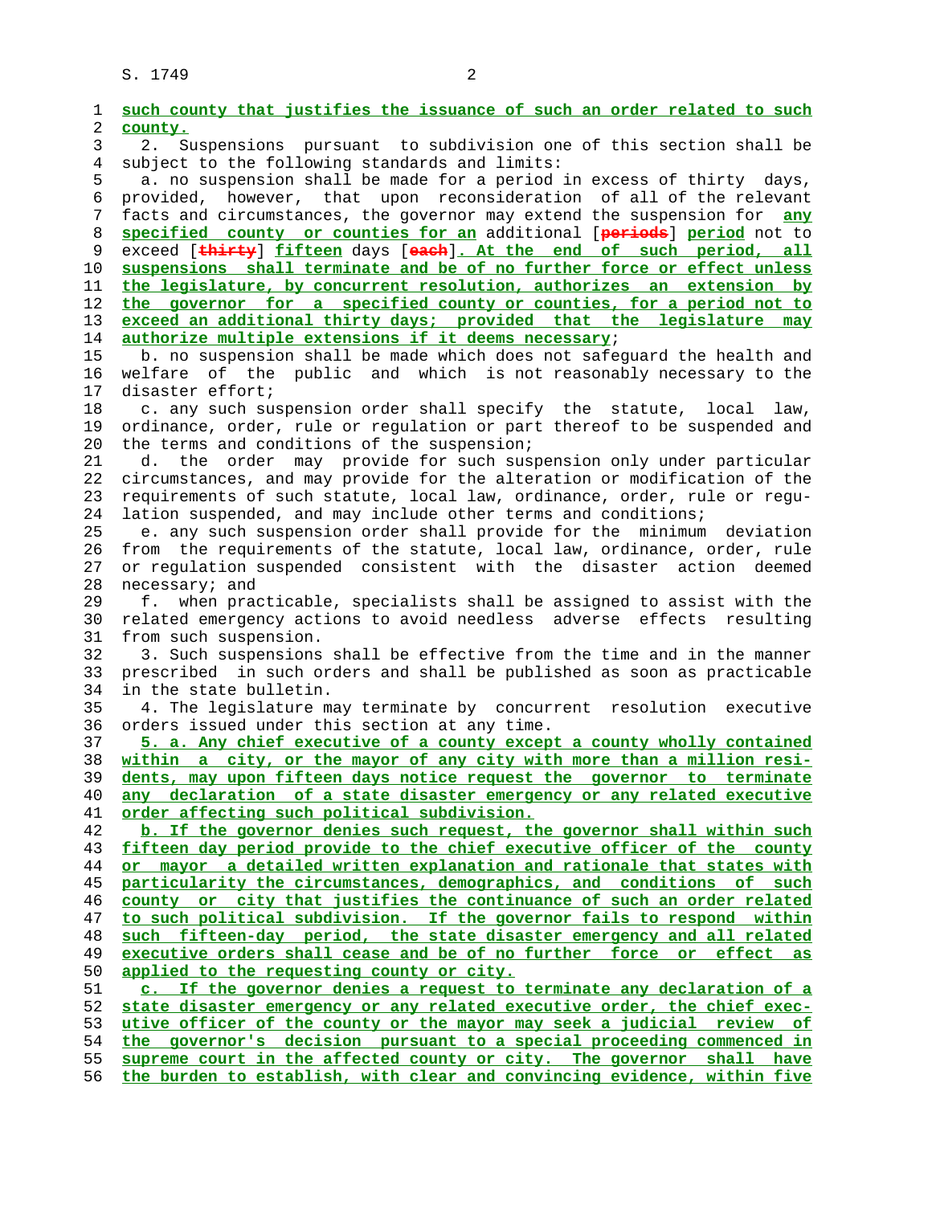such county that justifies the issuance of such an order related to such county.

2. Suspensions pursuant to subdivision one of this section shall be subject to the following standards and limits:

a. no suspension shall be made for a period in excess of thirty days, provided, however, that upon reconsideration of all of the relevant facts and circumstances, the governor may extend the suspension for any specified county or counties for an additional [periods] period not to exceed [thirty] fifteen days [each]. At the end of such period, all suspensions shall terminate and be of no further force or effect unless the legislature, by concurrent resolution, authorizes an extension by the governor for a specified county or counties, for a period not to exceed an additional thirty days; provided that the legislature may authorize multiple extensions if it deems necessary;

b. no suspension shall be made which does not safeguard the health and welfare of the public and which is not reasonably necessary to the disaster effort;

c. any such suspension order shall specify the statute, local law, ordinance, order, rule or regulation or part thereof to be suspended and the terms and conditions of the suspension;

d. the order may provide for such suspension only under particular circumstances, and may provide for the alteration or modification of the requirements of such statute, local law, ordinance, order, rule or regulation suspended, and may include other terms and conditions;

e. any such suspension order shall provide for the minimum deviation from the requirements of the statute, local law, ordinance, order, rule or regulation suspended consistent with the disaster action deemed necessary; and

f. when practicable, specialists shall be assigned to assist with the related emergency actions to avoid needless adverse effects resulting from such suspension.

3. Such suspensions shall be effective from the time and in the manner prescribed in such orders and shall be published as soon as practicable in the state bulletin.

4. The legislature may terminate by concurrent resolution executive orders issued under this section at any time.

5. a. Any chief executive of a county except a county wholly contained within a city, or the mayor of any city with more than a million residents, may upon fifteen days notice request the governor to terminate any declaration of a state disaster emergency or any related executive order affecting such political subdivision.

b. If the governor denies such request, the governor shall within such fifteen day period provide to the chief executive officer of the county or mayor a detailed written explanation and rationale that states with particularity the circumstances, demographics, and conditions of such county or city that justifies the continuance of such an order related to such political subdivision. If the governor fails to respond within such fifteen-day period, the state disaster emergency and all related executive orders shall cease and be of no further force or effect as applied to the requesting county or city.

c. If the governor denies a request to terminate any declaration of a state disaster emergency or any related executive order, the chief executive officer of the county or the mayor may seek a judicial review of the governor's decision pursuant to a special proceeding commenced in supreme court in the affected county or city. The governor shall have the burden to establish, with clear and convincing evidence, within five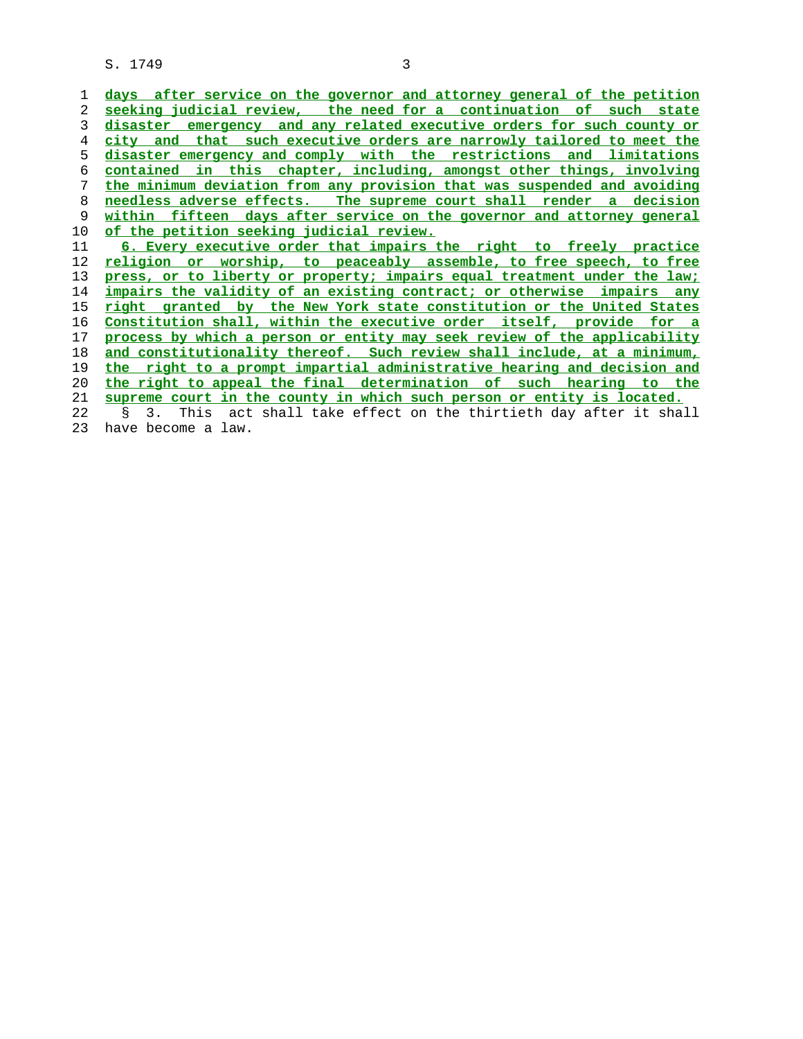days after service on the governor and attorney general of the petition seeking judicial review, the need for a continuation of such state disaster emergency and any related executive orders for such county or city and that such executive orders are narrowly tailored to meet the disaster emergency and comply with the restrictions and limitations contained in this chapter, including, amongst other things, involving the minimum deviation from any provision that was suspended and avoiding needless adverse effects. The supreme court shall render a decision within fifteen days after service on the governor and attorney general of the petition seeking judicial review.

6. Every executive order that impairs the right to freely practice religion or worship, to peaceably assemble, to free speech, to free press, or to liberty or property; impairs equal treatment under the law; impairs the validity of an existing contract; or otherwise impairs any right granted by the New York state constitution or the United States Constitution shall, within the executive order itself, provide for a process by which a person or entity may seek review of the applicability and constitutionality thereof. Such review shall include, at a minimum, the right to a prompt impartial administrative hearing and decision and the right to appeal the final determination of such hearing to the supreme court in the county in which such person or entity is located.

§ 3. This act shall take effect on the thirtieth day after it shall have become a law.